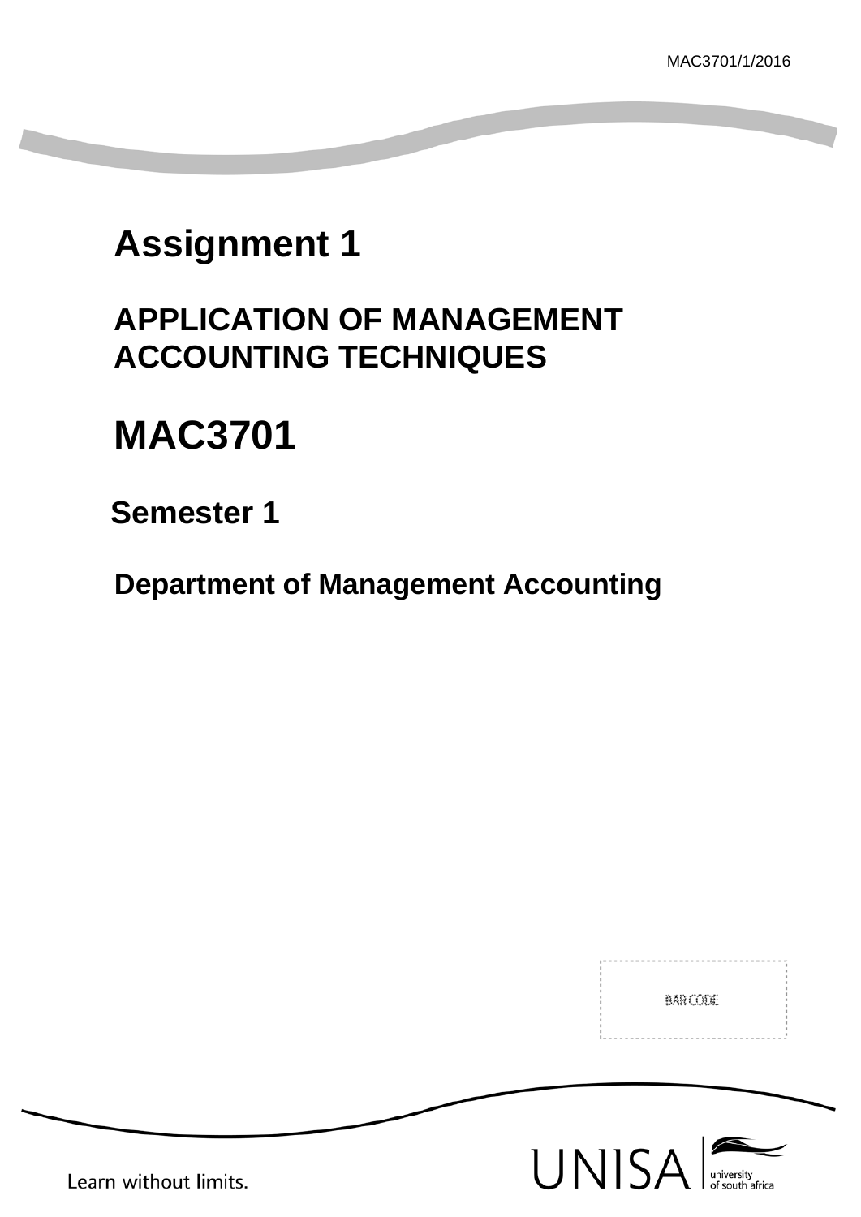MAC3701/1/2016

# Assignment 1

## APPLICATION OF MANAGEMENT ACCOUNTING TECHNIQUES

# MAC3701

## Semester 1

## Department of Management Accounting

BAR CODE

Learn without limits.

UNISA university of south africa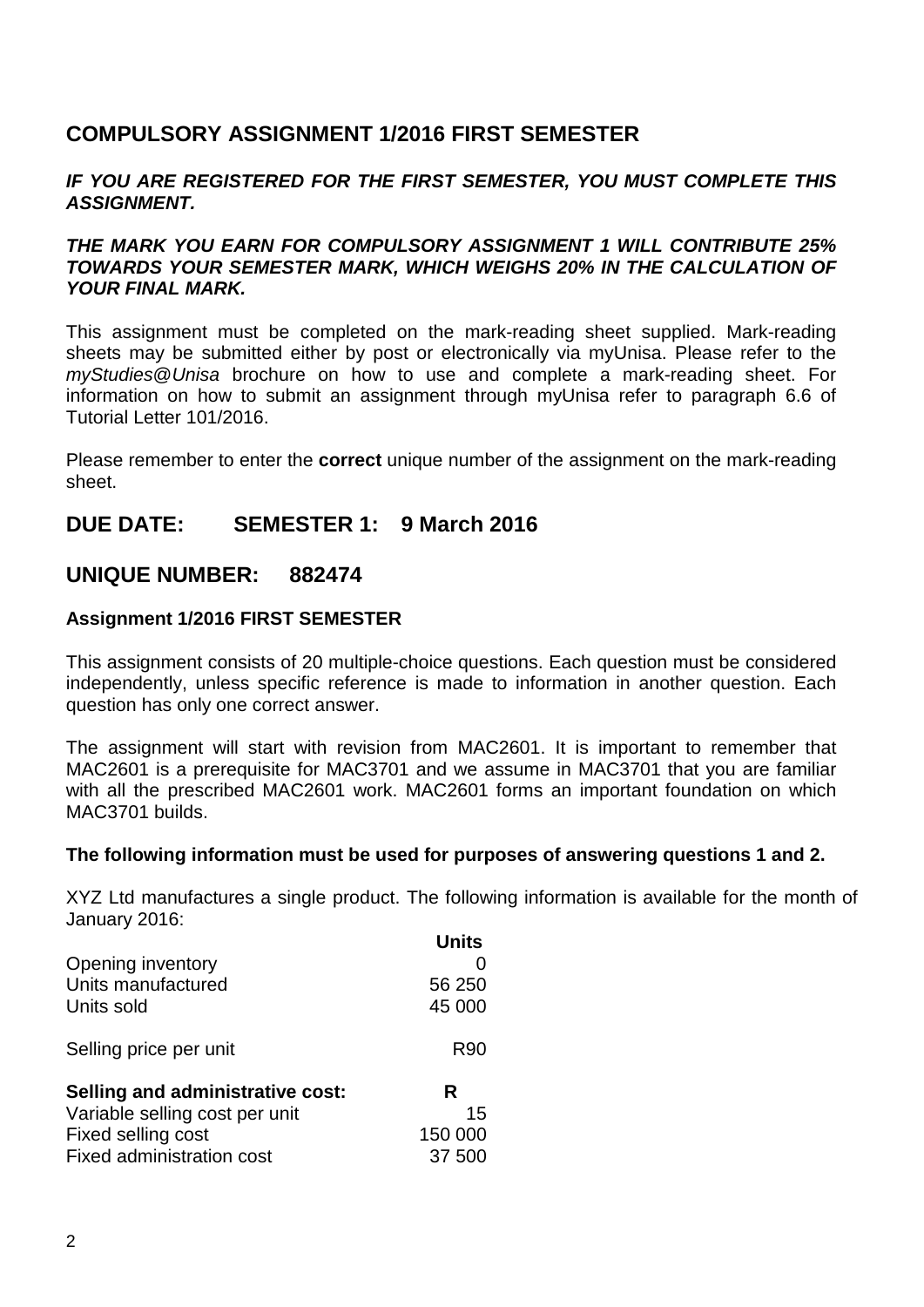## COMPULSORY ASSIGNMENT 1/2016 FIRST SEMESTER

***IF YOU ARE REGISTERED FOR THE FIRST SEMESTER, YOU MUST COMPLETE THIS ASSIGNMENT.***

***THE MARK YOU EARN FOR COMPULSORY ASSIGNMENT 1 WILL CONTRIBUTE 25% TOWARDS YOUR SEMESTER MARK, WHICH WEIGHS 20% IN THE CALCULATION OF YOUR FINAL MARK.***

This assignment must be completed on the mark-reading sheet supplied. Mark-reading sheets may be submitted either by post or electronically via myUnisa. Please refer to the *myStudies@Unisa* brochure on how to use and complete a mark-reading sheet. For information on how to submit an assignment through myUnisa refer to paragraph 6.6 of Tutorial Letter 101/2016.

Please remember to enter the **correct** unique number of the assignment on the mark-reading sheet.

## DUE DATE: SEMESTER 1: 9 March 2016

## UNIQUE NUMBER: 882474

**Assignment 1/2016 FIRST SEMESTER**

This assignment consists of 20 multiple-choice questions. Each question must be considered independently, unless specific reference is made to information in another question. Each question has only one correct answer.

The assignment will start with revision from MAC2601. It is important to remember that MAC2601 is a prerequisite for MAC3701 and we assume in MAC3701 that you are familiar with all the prescribed MAC2601 work. MAC2601 forms an important foundation on which MAC3701 builds.

**The following information must be used for purposes of answering questions 1 and 2.**

XYZ Ltd manufactures a single product. The following information is available for the month of January 2016:

| | **Units** |
|---|---|
| Opening inventory | 0 |
| Units manufactured | 56 250 |
| Units sold | 45 000 |
| | |
| Selling price per unit | R90 |
| | |
| **Selling and administrative cost:** | **R** |
| Variable selling cost per unit | 15 |
| Fixed selling cost | 150 000 |
| Fixed administration cost | 37 500 |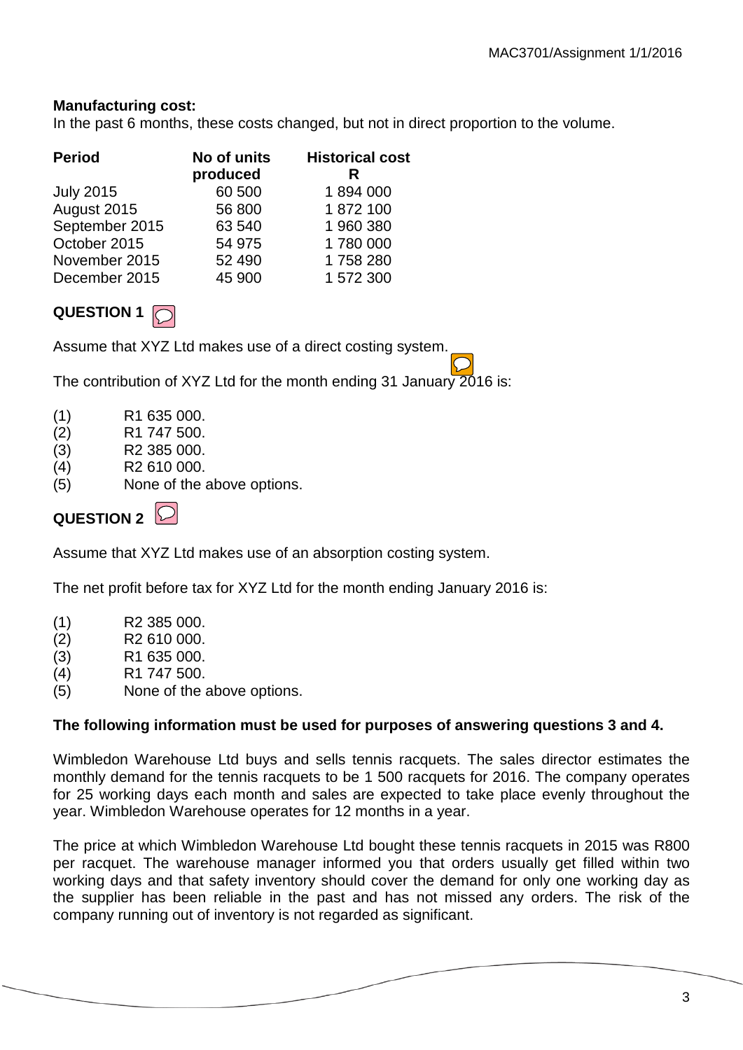**Manufacturing cost:**
In the past 6 months, these costs changed, but not in direct proportion to the volume.

| Period | No of units produced | Historical cost R |
|---|---|---|
| July 2015 | 60 500 | 1 894 000 |
| August 2015 | 56 800 | 1 872 100 |
| September 2015 | 63 540 | 1 960 380 |
| October 2015 | 54 975 | 1 780 000 |
| November 2015 | 52 490 | 1 758 280 |
| December 2015 | 45 900 | 1 572 300 |

## QUESTION 1

Assume that XYZ Ltd makes use of a direct costing system.

The contribution of XYZ Ltd for the month ending 31 January 2016 is:

(1) R1 635 000.
(2) R1 747 500.
(3) R2 385 000.
(4) R2 610 000.
(5) None of the above options.

## QUESTION 2

Assume that XYZ Ltd makes use of an absorption costing system.

The net profit before tax for XYZ Ltd for the month ending January 2016 is:

(1) R2 385 000.
(2) R2 610 000.
(3) R1 635 000.
(4) R1 747 500.
(5) None of the above options.

**The following information must be used for purposes of answering questions 3 and 4.**

Wimbledon Warehouse Ltd buys and sells tennis racquets. The sales director estimates the monthly demand for the tennis racquets to be 1 500 racquets for 2016. The company operates for 25 working days each month and sales are expected to take place evenly throughout the year. Wimbledon Warehouse operates for 12 months in a year.

The price at which Wimbledon Warehouse Ltd bought these tennis racquets in 2015 was R800 per racquet. The warehouse manager informed you that orders usually get filled within two working days and that safety inventory should cover the demand for only one working day as the supplier has been reliable in the past and has not missed any orders. The risk of the company running out of inventory is not regarded as significant.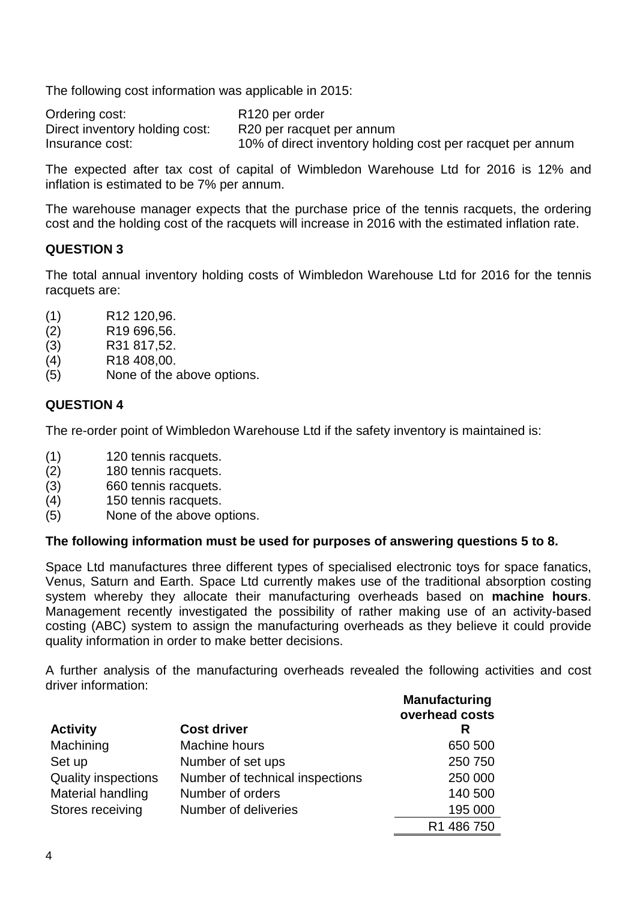The following cost information was applicable in 2015:

| | |
|---|---|
| Ordering cost: | R120 per order |
| Direct inventory holding cost: | R20 per racquet per annum |
| Insurance cost: | 10% of direct inventory holding cost per racquet per annum |

The expected after tax cost of capital of Wimbledon Warehouse Ltd for 2016 is 12% and inflation is estimated to be 7% per annum.

The warehouse manager expects that the purchase price of the tennis racquets, the ordering cost and the holding cost of the racquets will increase in 2016 with the estimated inflation rate.

## QUESTION 3

The total annual inventory holding costs of Wimbledon Warehouse Ltd for 2016 for the tennis racquets are:

(1) R12 120,96.
(2) R19 696,56.
(3) R31 817,52.
(4) R18 408,00.
(5) None of the above options.

## QUESTION 4

The re-order point of Wimbledon Warehouse Ltd if the safety inventory is maintained is:

(1) 120 tennis racquets.
(2) 180 tennis racquets.
(3) 660 tennis racquets.
(4) 150 tennis racquets.
(5) None of the above options.

**The following information must be used for purposes of answering questions 5 to 8.**

Space Ltd manufactures three different types of specialised electronic toys for space fanatics, Venus, Saturn and Earth. Space Ltd currently makes use of the traditional absorption costing system whereby they allocate their manufacturing overheads based on **machine hours**. Management recently investigated the possibility of rather making use of an activity-based costing (ABC) system to assign the manufacturing overheads as they believe it could provide quality information in order to make better decisions.

A further analysis of the manufacturing overheads revealed the following activities and cost driver information:

| Activity | Cost driver | Manufacturing overhead costs R |
|---|---|---|
| Machining | Machine hours | 650 500 |
| Set up | Number of set ups | 250 750 |
| Quality inspections | Number of technical inspections | 250 000 |
| Material handling | Number of orders | 140 500 |
| Stores receiving | Number of deliveries | 195 000 |
| | | R1 486 750 |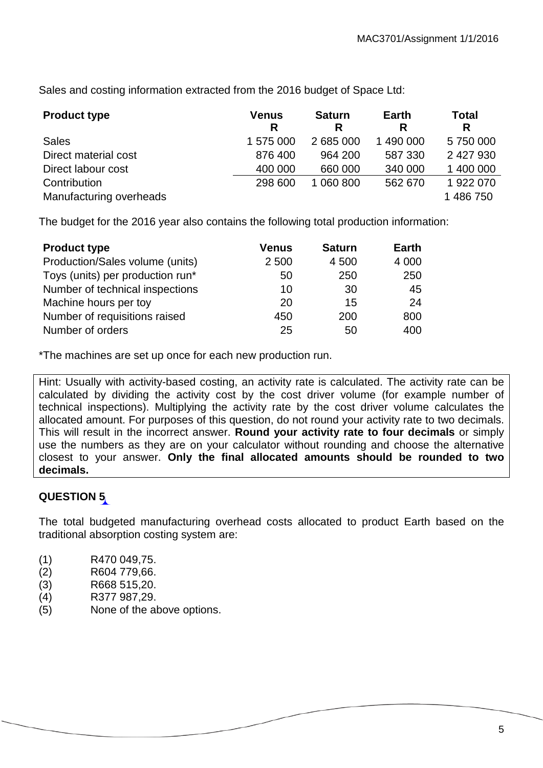Sales and costing information extracted from the 2016 budget of Space Ltd:

| Product type | Venus<br>R | Saturn<br>R | Earth<br>R | Total<br>R |
|---|---|---|---|---|
| Sales | 1 575 000 | 2 685 000 | 1 490 000 | 5 750 000 |
| Direct material cost | 876 400 | 964 200 | 587 330 | 2 427 930 |
| Direct labour cost | 400 000 | 660 000 | 340 000 | 1 400 000 |
| Contribution | 298 600 | 1 060 800 | 562 670 | 1 922 070 |
| Manufacturing overheads | | | | 1 486 750 |

The budget for the 2016 year also contains the following total production information:

| Product type | Venus | Saturn | Earth |
|---|---|---|---|
| Production/Sales volume (units) | 2 500 | 4 500 | 4 000 |
| Toys (units) per production run* | 50 | 250 | 250 |
| Number of technical inspections | 10 | 30 | 45 |
| Machine hours per toy | 20 | 15 | 24 |
| Number of requisitions raised | 450 | 200 | 800 |
| Number of orders | 25 | 50 | 400 |

*The machines are set up once for each new production run.

Hint: Usually with activity-based costing, an activity rate is calculated. The activity rate can be calculated by dividing the activity cost by the cost driver volume (for example number of technical inspections). Multiplying the activity rate by the cost driver volume calculates the allocated amount. For purposes of this question, do not round your activity rate to two decimals. This will result in the incorrect answer. **Round your activity rate to four decimals** or simply use the numbers as they are on your calculator without rounding and choose the alternative closest to your answer. **Only the final allocated amounts should be rounded to two decimals.**

## QUESTION 5

The total budgeted manufacturing overhead costs allocated to product Earth based on the traditional absorption costing system are:

(1) R470 049,75.
(2) R604 779,66.
(3) R668 515,20.
(4) R377 987,29.
(5) None of the above options.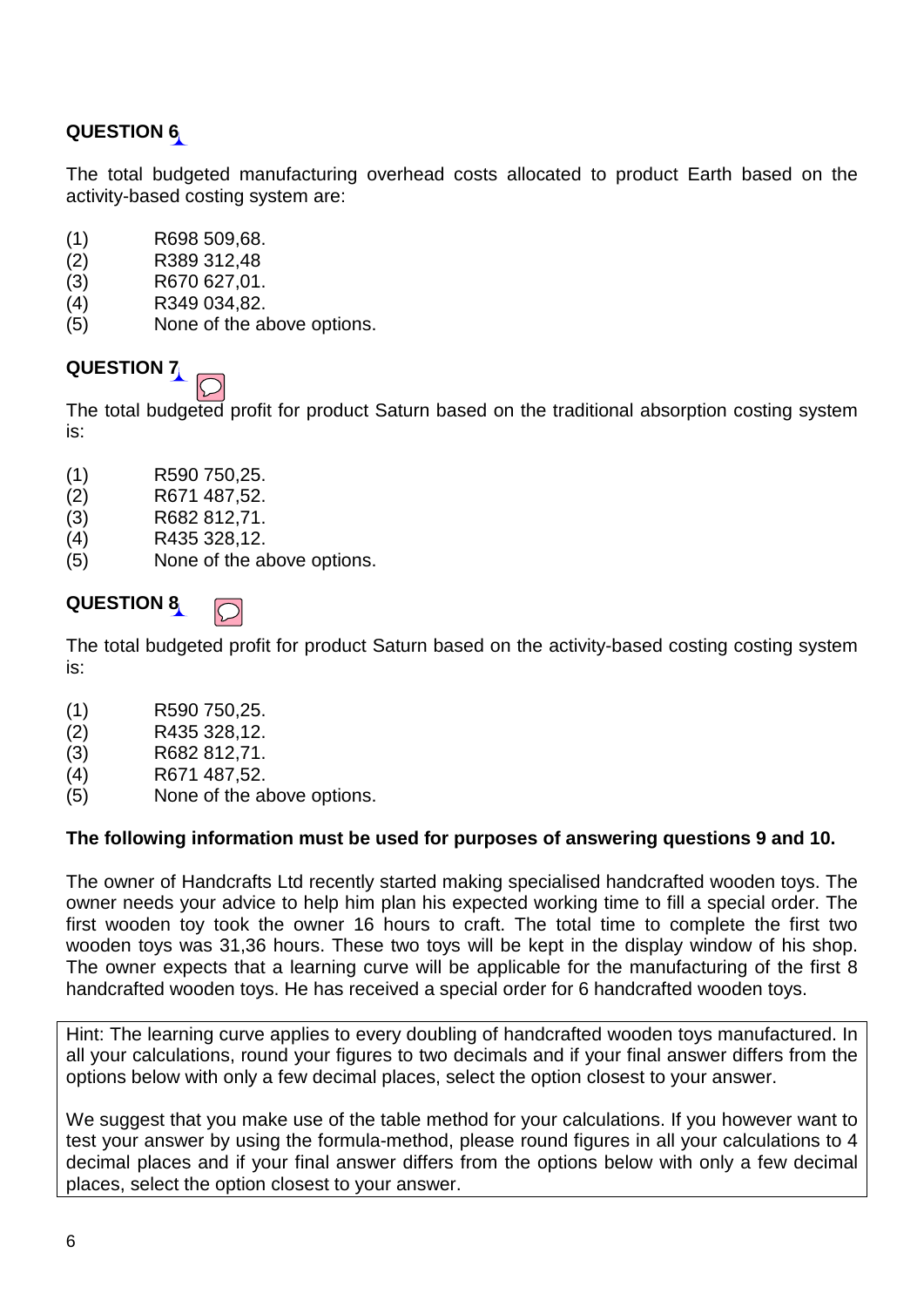## QUESTION 6

The total budgeted manufacturing overhead costs allocated to product Earth based on the activity-based costing system are:

(1) R698 509,68.
(2) R389 312,48
(3) R670 627,01.
(4) R349 034,82.
(5) None of the above options.

## QUESTION 7

The total budgeted profit for product Saturn based on the traditional absorption costing system is:

(1) R590 750,25.
(2) R671 487,52.
(3) R682 812,71.
(4) R435 328,12.
(5) None of the above options.

## QUESTION 8

The total budgeted profit for product Saturn based on the activity-based costing costing system is:

(1) R590 750,25.
(2) R435 328,12.
(3) R682 812,71.
(4) R671 487,52.
(5) None of the above options.

**The following information must be used for purposes of answering questions 9 and 10.**

The owner of Handcrafts Ltd recently started making specialised handcrafted wooden toys. The owner needs your advice to help him plan his expected working time to fill a special order. The first wooden toy took the owner 16 hours to craft. The total time to complete the first two wooden toys was 31,36 hours. These two toys will be kept in the display window of his shop. The owner expects that a learning curve will be applicable for the manufacturing of the first 8 handcrafted wooden toys. He has received a special order for 6 handcrafted wooden toys.

Hint: The learning curve applies to every doubling of handcrafted wooden toys manufactured. In all your calculations, round your figures to two decimals and if your final answer differs from the options below with only a few decimal places, select the option closest to your answer.

We suggest that you make use of the table method for your calculations. If you however want to test your answer by using the formula-method, please round figures in all your calculations to 4 decimal places and if your final answer differs from the options below with only a few decimal places, select the option closest to your answer.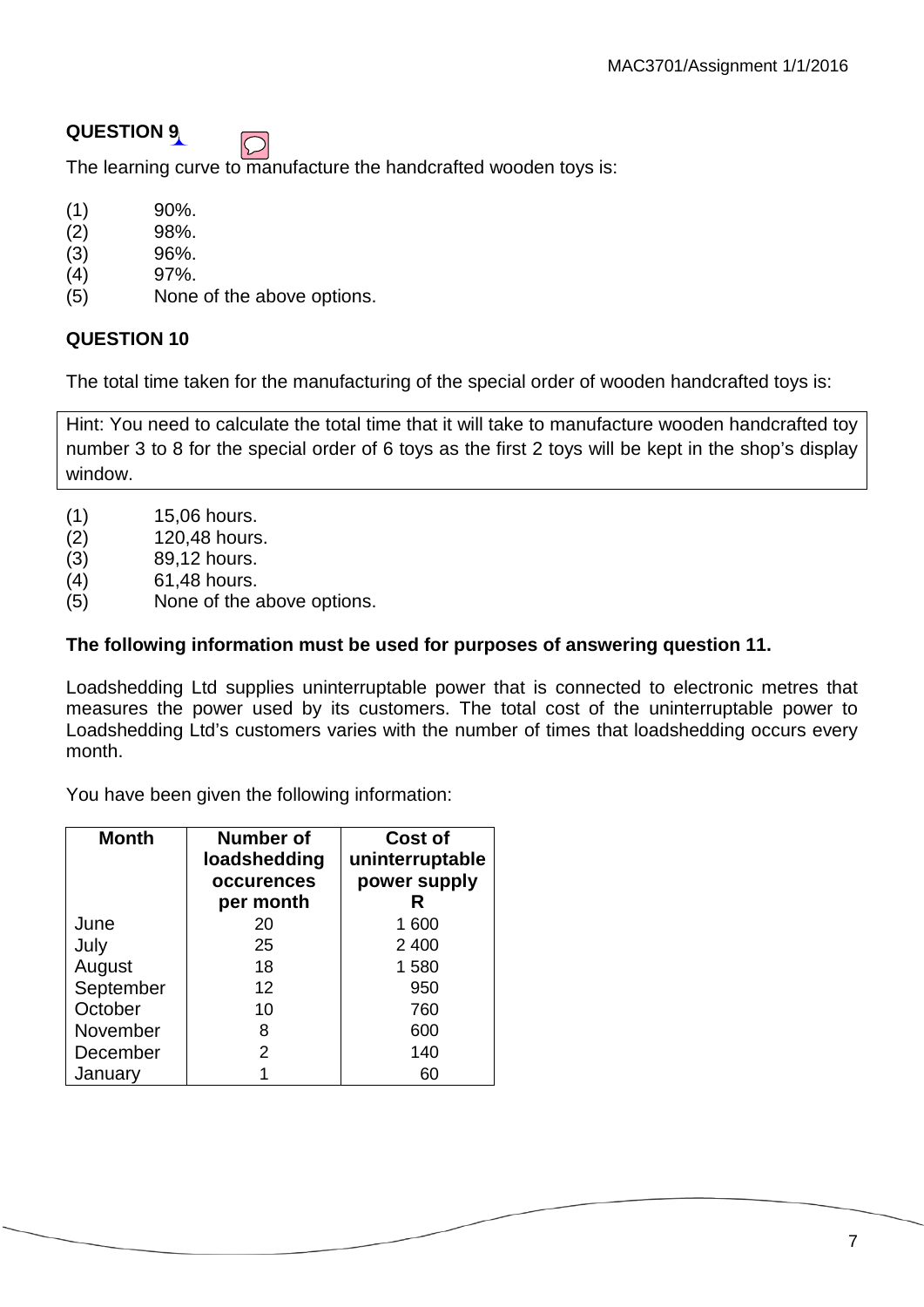**QUESTION 9**

The learning curve to manufacture the handcrafted wooden toys is:

(1) 90%.
(2) 98%.
(3) 96%.
(4) 97%.
(5) None of the above options.

**QUESTION 10**

The total time taken for the manufacturing of the special order of wooden handcrafted toys is:

> Hint: You need to calculate the total time that it will take to manufacture wooden handcrafted toy number 3 to 8 for the special order of 6 toys as the first 2 toys will be kept in the shop's display window.

(1) 15,06 hours.
(2) 120,48 hours.
(3) 89,12 hours.
(4) 61,48 hours.
(5) None of the above options.

**The following information must be used for purposes of answering question 11.**

Loadshedding Ltd supplies uninterruptable power that is connected to electronic metres that measures the power used by its customers. The total cost of the uninterruptable power to Loadshedding Ltd's customers varies with the number of times that loadshedding occurs every month.

You have been given the following information:

| Month | Number of loadshedding occurences per month | Cost of uninterruptable power supply R |
|---|---|---|
| June | 20 | 1 600 |
| July | 25 | 2 400 |
| August | 18 | 1 580 |
| September | 12 | 950 |
| October | 10 | 760 |
| November | 8 | 600 |
| December | 2 | 140 |
| January | 1 | 60 |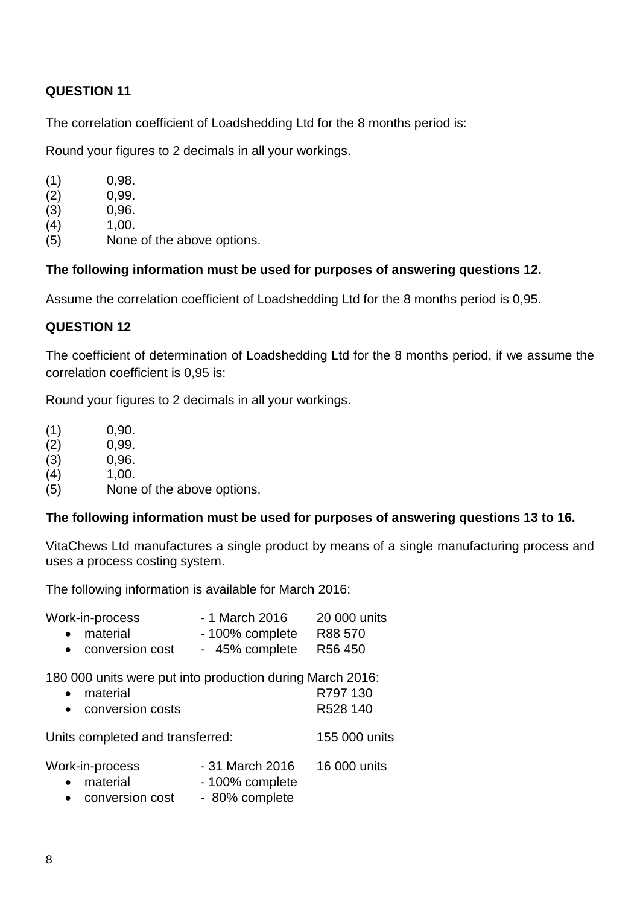**QUESTION 11**

The correlation coefficient of Loadshedding Ltd for the 8 months period is:

Round your figures to 2 decimals in all your workings.

(1) 0,98.
(2) 0,99.
(3) 0,96.
(4) 1,00.
(5) None of the above options.

**The following information must be used for purposes of answering questions 12.**

Assume the correlation coefficient of Loadshedding Ltd for the 8 months period is 0,95.

**QUESTION 12**

The coefficient of determination of Loadshedding Ltd for the 8 months period, if we assume the correlation coefficient is 0,95 is:

Round your figures to 2 decimals in all your workings.

(1) 0,90.
(2) 0,99.
(3) 0,96.
(4) 1,00.
(5) None of the above options.

**The following information must be used for purposes of answering questions 13 to 16.**

VitaChews Ltd manufactures a single product by means of a single manufacturing process and uses a process costing system.

The following information is available for March 2016:

| | | |
|---|---|---|
| Work-in-process | - 1 March 2016 | 20 000 units |
| • material | - 100% complete | R88 570 |
| • conversion cost | - 45% complete | R56 450 |

180 000 units were put into production during March 2016:

| | |
|---|---|
| • material | R797 130 |
| • conversion costs | R528 140 |

Units completed and transferred: 155 000 units

| | | |
|---|---|---|
| Work-in-process | - 31 March 2016 | 16 000 units |
| • material | - 100% complete | |
| • conversion cost | - 80% complete | |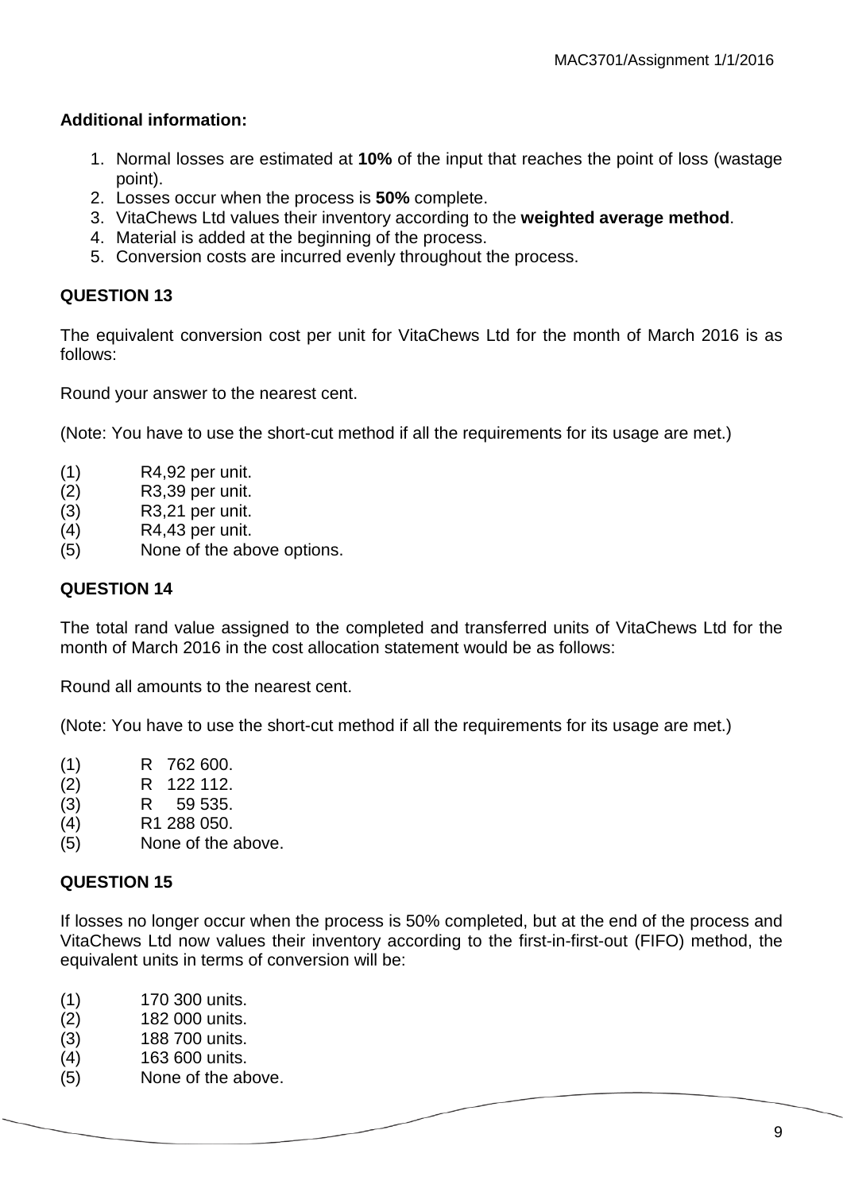**Additional information:**

1. Normal losses are estimated at **10%** of the input that reaches the point of loss (wastage point).
2. Losses occur when the process is **50%** complete.
3. VitaChews Ltd values their inventory according to the **weighted average method**.
4. Material is added at the beginning of the process.
5. Conversion costs are incurred evenly throughout the process.

## QUESTION 13

The equivalent conversion cost per unit for VitaChews Ltd for the month of March 2016 is as follows:

Round your answer to the nearest cent.

(Note: You have to use the short-cut method if all the requirements for its usage are met.)

(1) R4,92 per unit.
(2) R3,39 per unit.
(3) R3,21 per unit.
(4) R4,43 per unit.
(5) None of the above options.

## QUESTION 14

The total rand value assigned to the completed and transferred units of VitaChews Ltd for the month of March 2016 in the cost allocation statement would be as follows:

Round all amounts to the nearest cent.

(Note: You have to use the short-cut method if all the requirements for its usage are met.)

(1) R 762 600.
(2) R 122 112.
(3) R 59 535.
(4) R1 288 050.
(5) None of the above.

## QUESTION 15

If losses no longer occur when the process is 50% completed, but at the end of the process and VitaChews Ltd now values their inventory according to the first-in-first-out (FIFO) method, the equivalent units in terms of conversion will be:

(1) 170 300 units.
(2) 182 000 units.
(3) 188 700 units.
(4) 163 600 units.
(5) None of the above.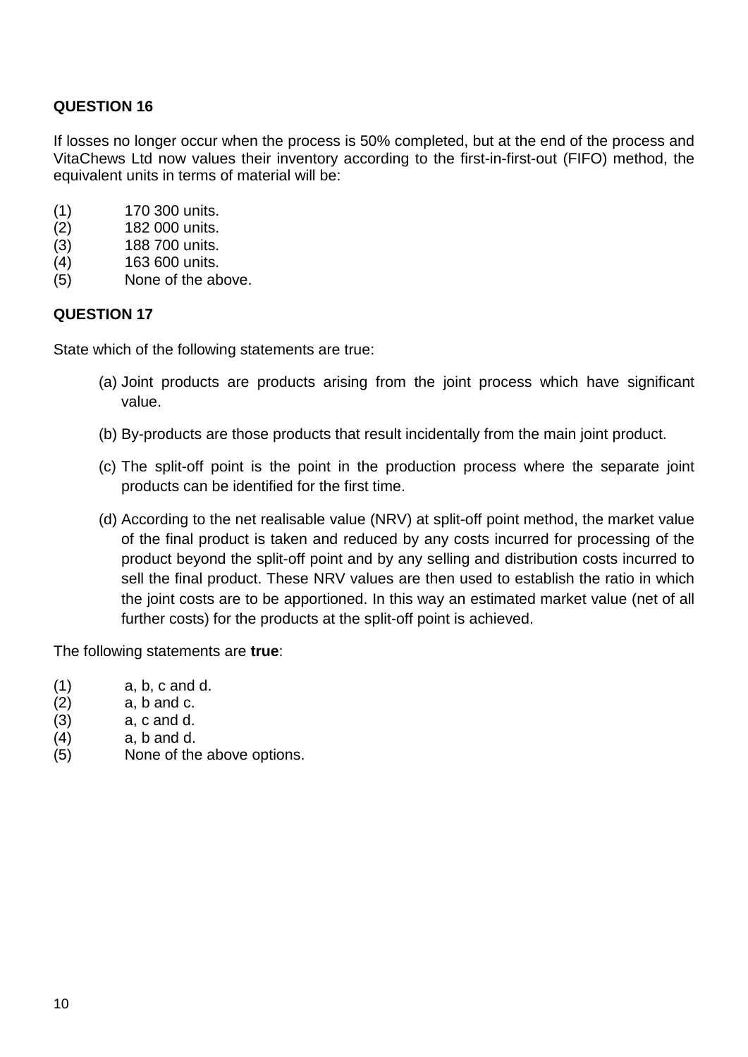**QUESTION 16**

If losses no longer occur when the process is 50% completed, but at the end of the process and VitaChews Ltd now values their inventory according to the first-in-first-out (FIFO) method, the equivalent units in terms of material will be:

(1) 170 300 units.
(2) 182 000 units.
(3) 188 700 units.
(4) 163 600 units.
(5) None of the above.

**QUESTION 17**

State which of the following statements are true:

(a) Joint products are products arising from the joint process which have significant value.

(b) By-products are those products that result incidentally from the main joint product.

(c) The split-off point is the point in the production process where the separate joint products can be identified for the first time.

(d) According to the net realisable value (NRV) at split-off point method, the market value of the final product is taken and reduced by any costs incurred for processing of the product beyond the split-off point and by any selling and distribution costs incurred to sell the final product. These NRV values are then used to establish the ratio in which the joint costs are to be apportioned. In this way an estimated market value (net of all further costs) for the products at the split-off point is achieved.

The following statements are **true**:

(1) a, b, c and d.
(2) a, b and c.
(3) a, c and d.
(4) a, b and d.
(5) None of the above options.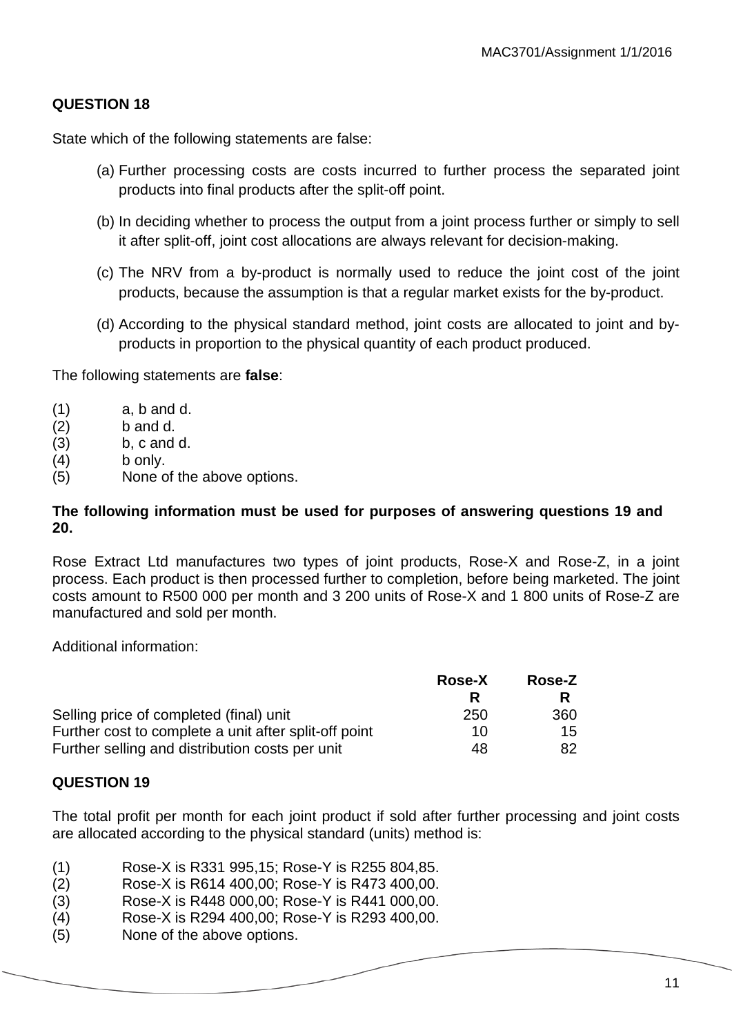## QUESTION 18

State which of the following statements are false:

(a) Further processing costs are costs incurred to further process the separated joint products into final products after the split-off point.

(b) In deciding whether to process the output from a joint process further or simply to sell it after split-off, joint cost allocations are always relevant for decision-making.

(c) The NRV from a by-product is normally used to reduce the joint cost of the joint products, because the assumption is that a regular market exists for the by-product.

(d) According to the physical standard method, joint costs are allocated to joint and by-products in proportion to the physical quantity of each product produced.

The following statements are **false**:

(1) a, b and d.
(2) b and d.
(3) b, c and d.
(4) b only.
(5) None of the above options.

**The following information must be used for purposes of answering questions 19 and 20.**

Rose Extract Ltd manufactures two types of joint products, Rose-X and Rose-Z, in a joint process. Each product is then processed further to completion, before being marketed. The joint costs amount to R500 000 per month and 3 200 units of Rose-X and 1 800 units of Rose-Z are manufactured and sold per month.

Additional information:

| | **Rose-X** | **Rose-Z** |
|---|---|---|
| | **R** | **R** |
| Selling price of completed (final) unit | 250 | 360 |
| Further cost to complete a unit after split-off point | 10 | 15 |
| Further selling and distribution costs per unit | 48 | 82 |

## QUESTION 19

The total profit per month for each joint product if sold after further processing and joint costs are allocated according to the physical standard (units) method is:

(1) Rose-X is R331 995,15; Rose-Y is R255 804,85.
(2) Rose-X is R614 400,00; Rose-Y is R473 400,00.
(3) Rose-X is R448 000,00; Rose-Y is R441 000,00.
(4) Rose-X is R294 400,00; Rose-Y is R293 400,00.
(5) None of the above options.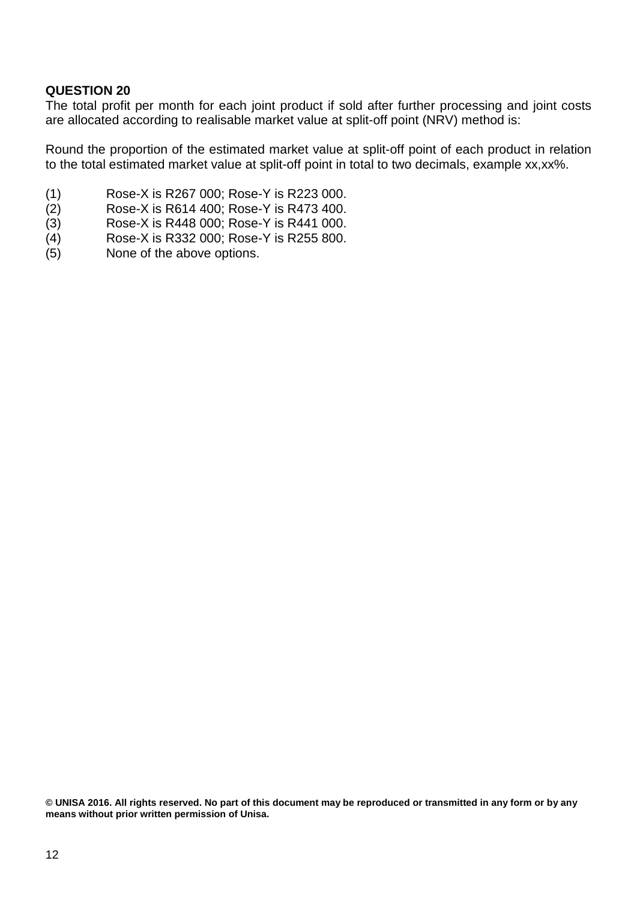**QUESTION 20**

The total profit per month for each joint product if sold after further processing and joint costs are allocated according to realisable market value at split-off point (NRV) method is:

Round the proportion of the estimated market value at split-off point of each product in relation to the total estimated market value at split-off point in total to two decimals, example xx,xx%.

(1) Rose-X is R267 000; Rose-Y is R223 000.
(2) Rose-X is R614 400; Rose-Y is R473 400.
(3) Rose-X is R448 000; Rose-Y is R441 000.
(4) Rose-X is R332 000; Rose-Y is R255 800.
(5) None of the above options.

**© UNISA 2016. All rights reserved. No part of this document may be reproduced or transmitted in any form or by any means without prior written permission of Unisa.**